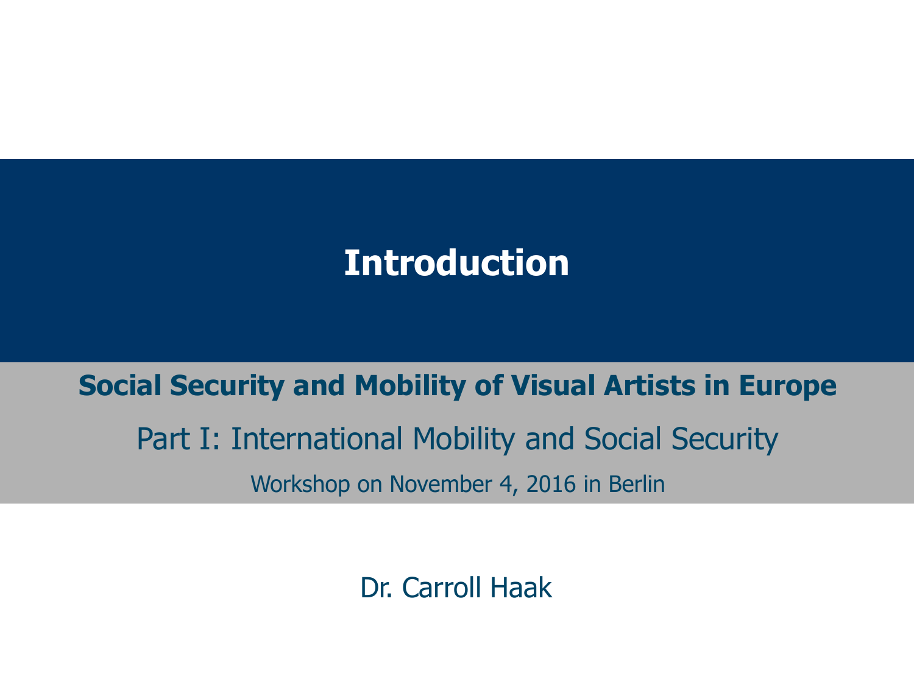# Introduction

**Social Security and Mobility of Visual Artists in Europe**

Part I: International Mobility and Social Security

Workshop on November 4, 2016 in Berlin

Dr. Carroll Haak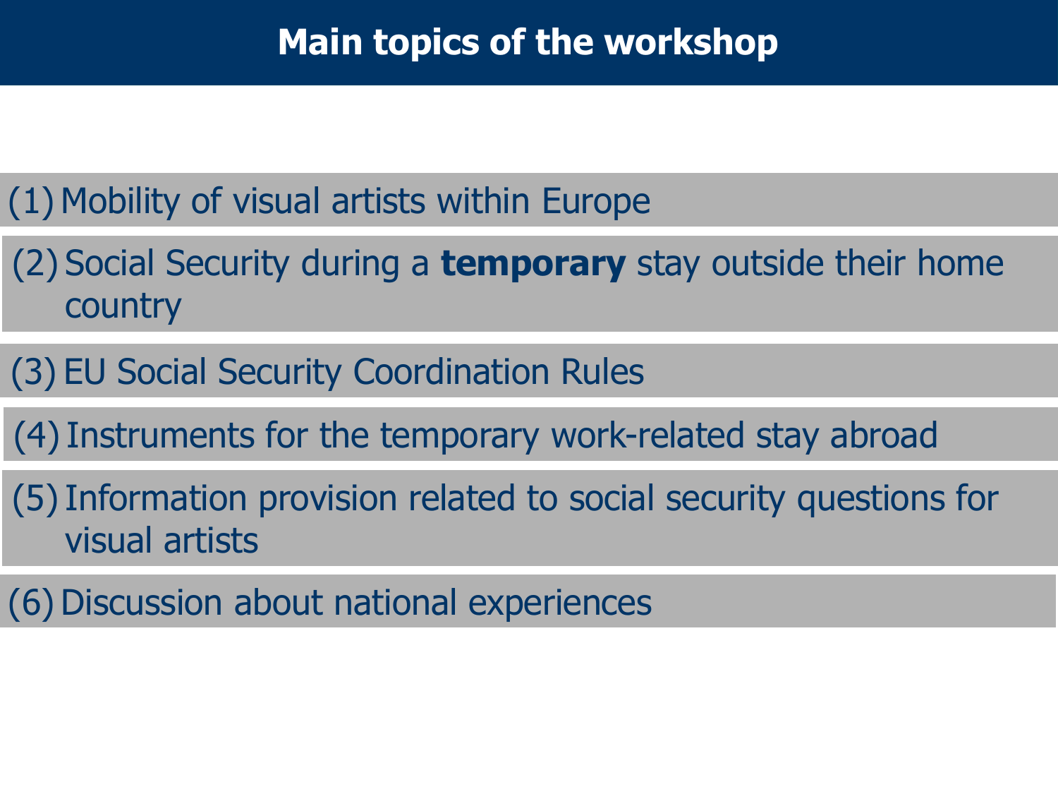# Main topics of the workshop

(1) Mobility of visual artists within Europe

(2) Social Security during a **temporary** stay outside their home country

(3) EU Social Security Coordination Rules

(4) Instruments for the temporary work-related stay abroad

(5) Information provision related to social security questions for visual artists

(6) Discussion about national experiences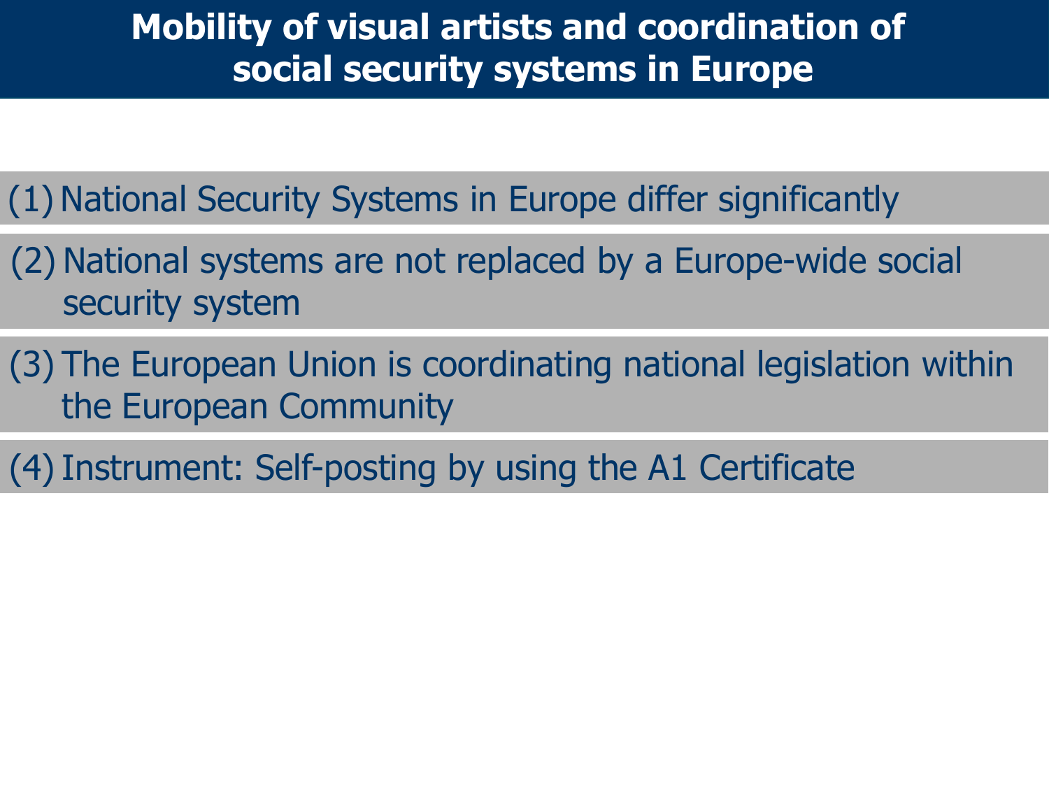# Mobility of visual artists and coordination of social security systems in Europe

(1) National Security Systems in Europe differ significantly

(2) National systems are not replaced by a Europe-wide social security system

(3) The European Union is coordinating national legislation within the European Community

(4) Instrument: Self-posting by using the A1 Certificate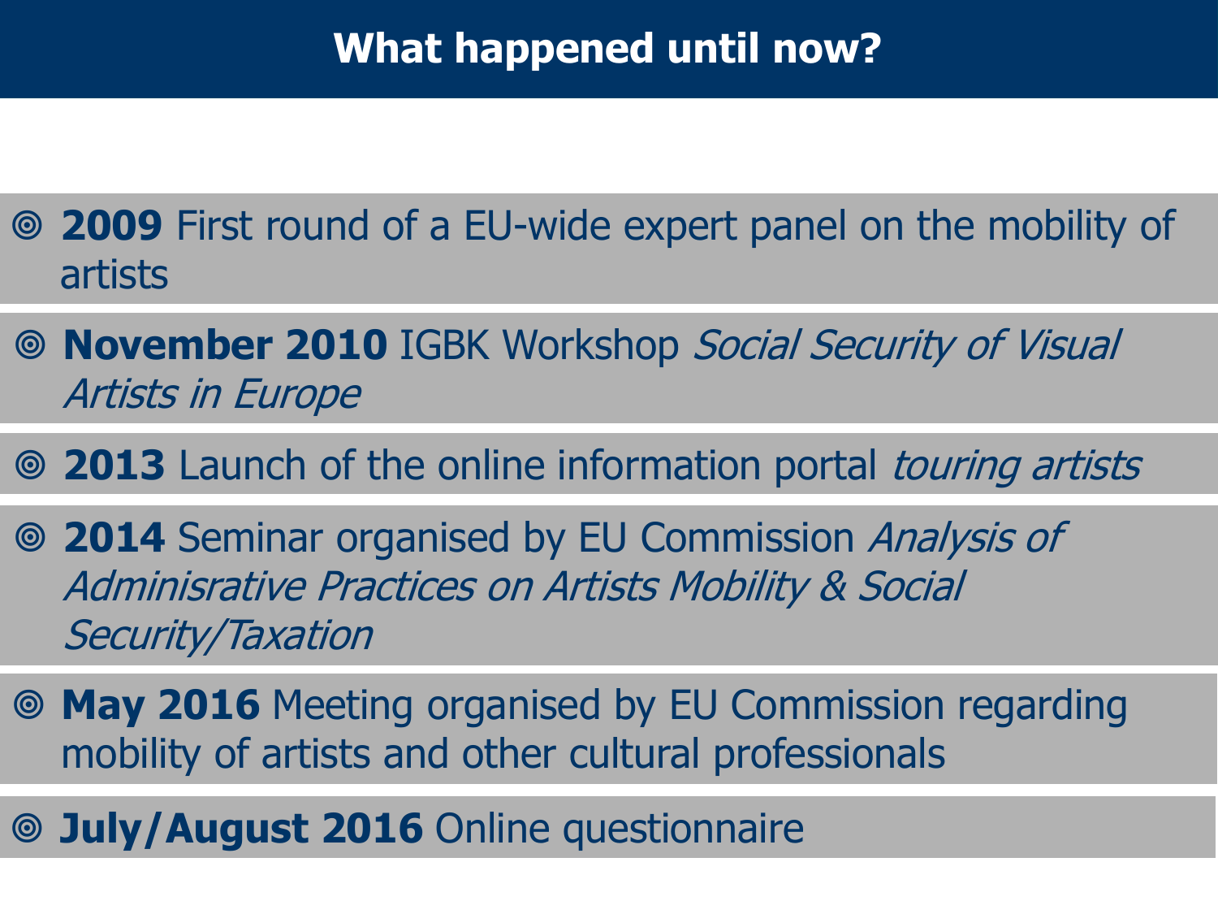# What happened until now?

- **2009** First round of a EU-wide expert panel on the mobility of artists
- **November 2010** IGBK Workshop *Social Security of Visual Artists in Europe*
- **2013** Launch of the online information portal *touring artists*
- **2014** Seminar organised by EU Commission *Analysis of Adminisrative Practices on Artists Mobility & Social Security/Taxation*
- **May 2016** Meeting organised by EU Commission regarding mobility of artists and other cultural professionals
- **July/August 2016** Online questionnaire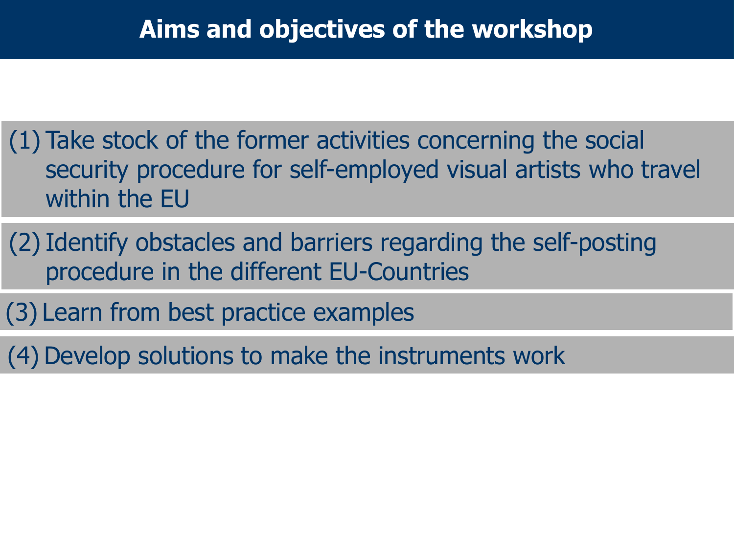# Aims and objectives of the workshop

(1) Take stock of the former activities concerning the social security procedure for self-employed visual artists who travel within the EU

(2) Identify obstacles and barriers regarding the self-posting procedure in the different EU-Countries

(3) Learn from best practice examples

(4) Develop solutions to make the instruments work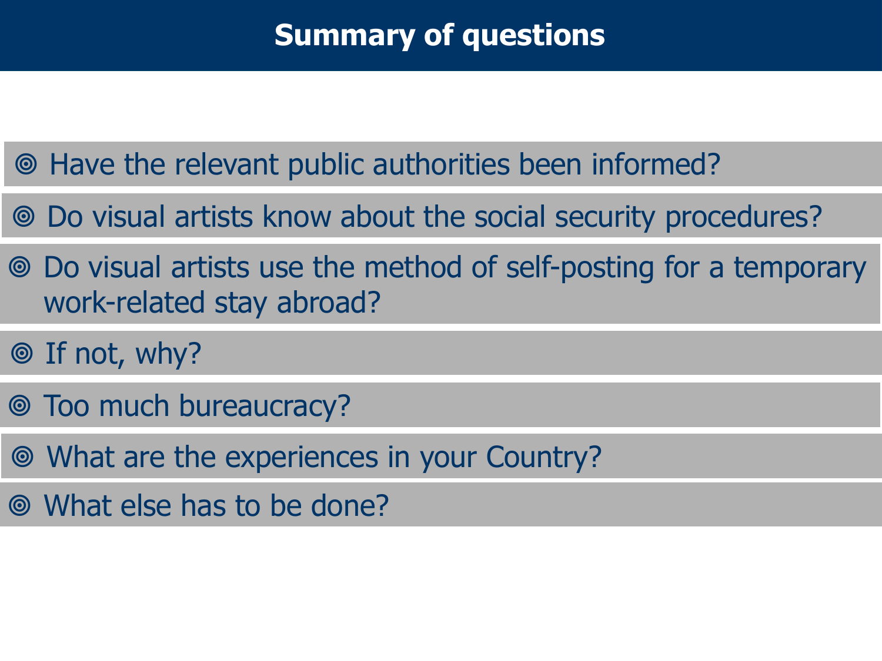# Summary of questions

- Have the relevant public authorities been informed?
- Do visual artists know about the social security procedures?
- Do visual artists use the method of self-posting for a temporary work-related stay abroad?
- If not, why?
- Too much bureaucracy?
- What are the experiences in your Country?
- What else has to be done?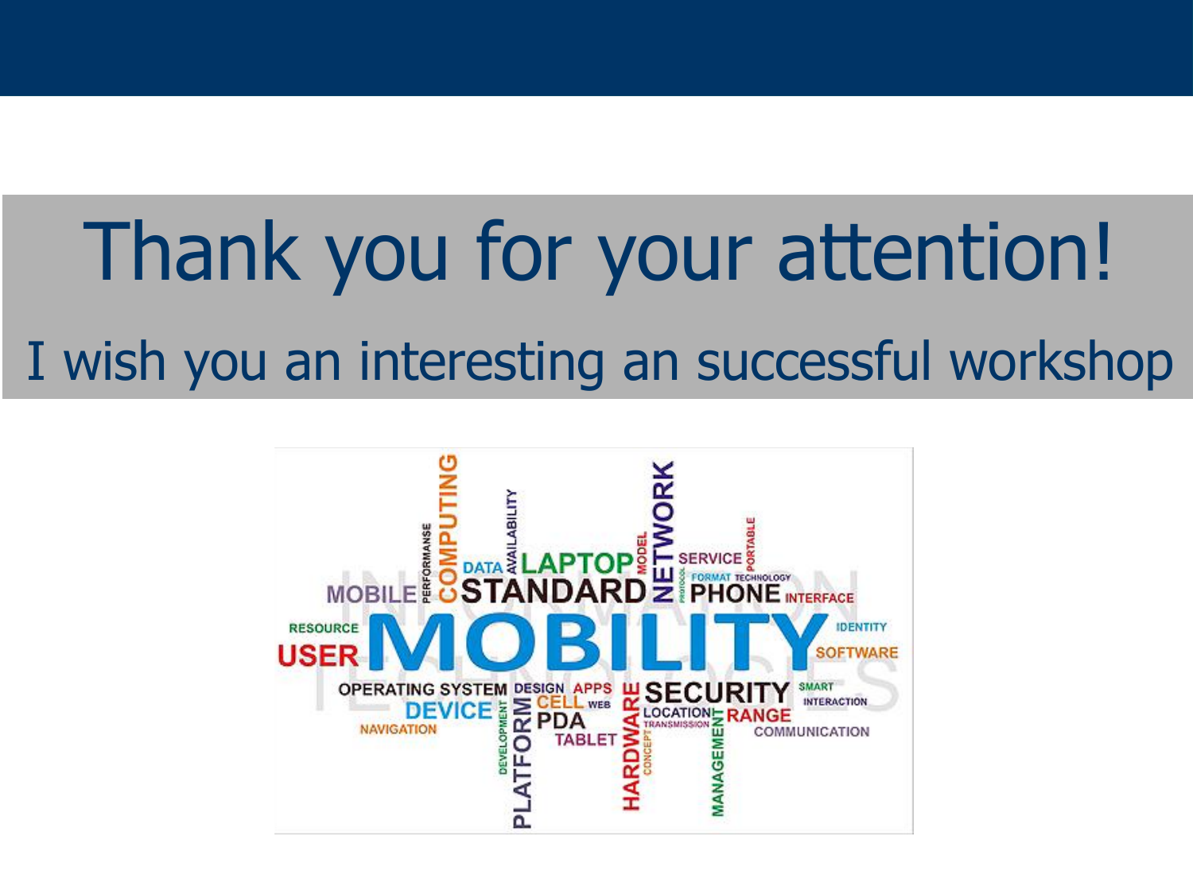# Thank you for your attention!

## I wish you an interesting an successful workshop